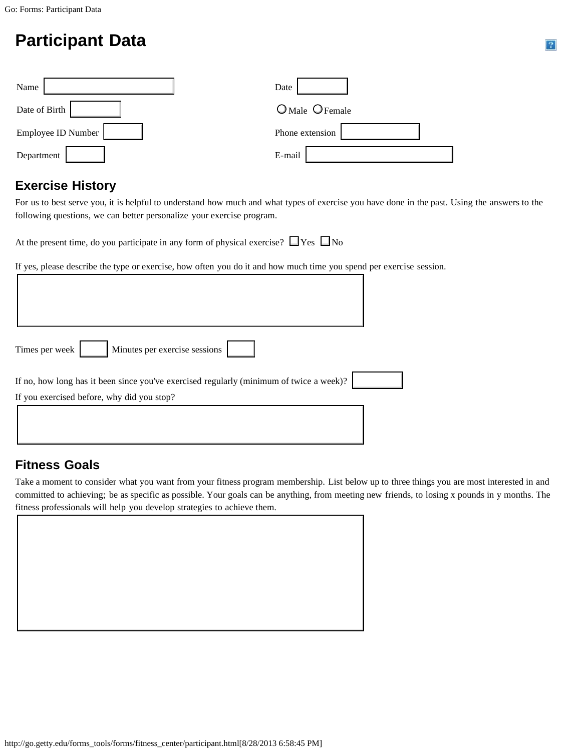# Participant Data

Name ____________________ Date __________

Date of Birth __________ ○ Male ○ Female

Employee ID Number __________ Phone extension __________

Department __________ E-mail ____________________

## Exercise History

For us to best serve you, it is helpful to understand how much and what types of exercise you have done in the past. Using the answers to the following questions, we can better personalize your exercise program.

At the present time, do you participate in any form of physical exercise? ☐ Yes ☐ No

If yes, please describe the type or exercise, how often you do it and how much time you spend per exercise session.

Times per week ______ Minutes per exercise sessions ______

If no, how long has it been since you've exercised regularly (minimum of twice a week)? __________

If you exercised before, why did you stop?

## Fitness Goals

Take a moment to consider what you want from your fitness program membership. List below up to three things you are most interested in and committed to achieving; be as specific as possible. Your goals can be anything, from meeting new friends, to losing x pounds in y months. The fitness professionals will help you develop strategies to achieve them.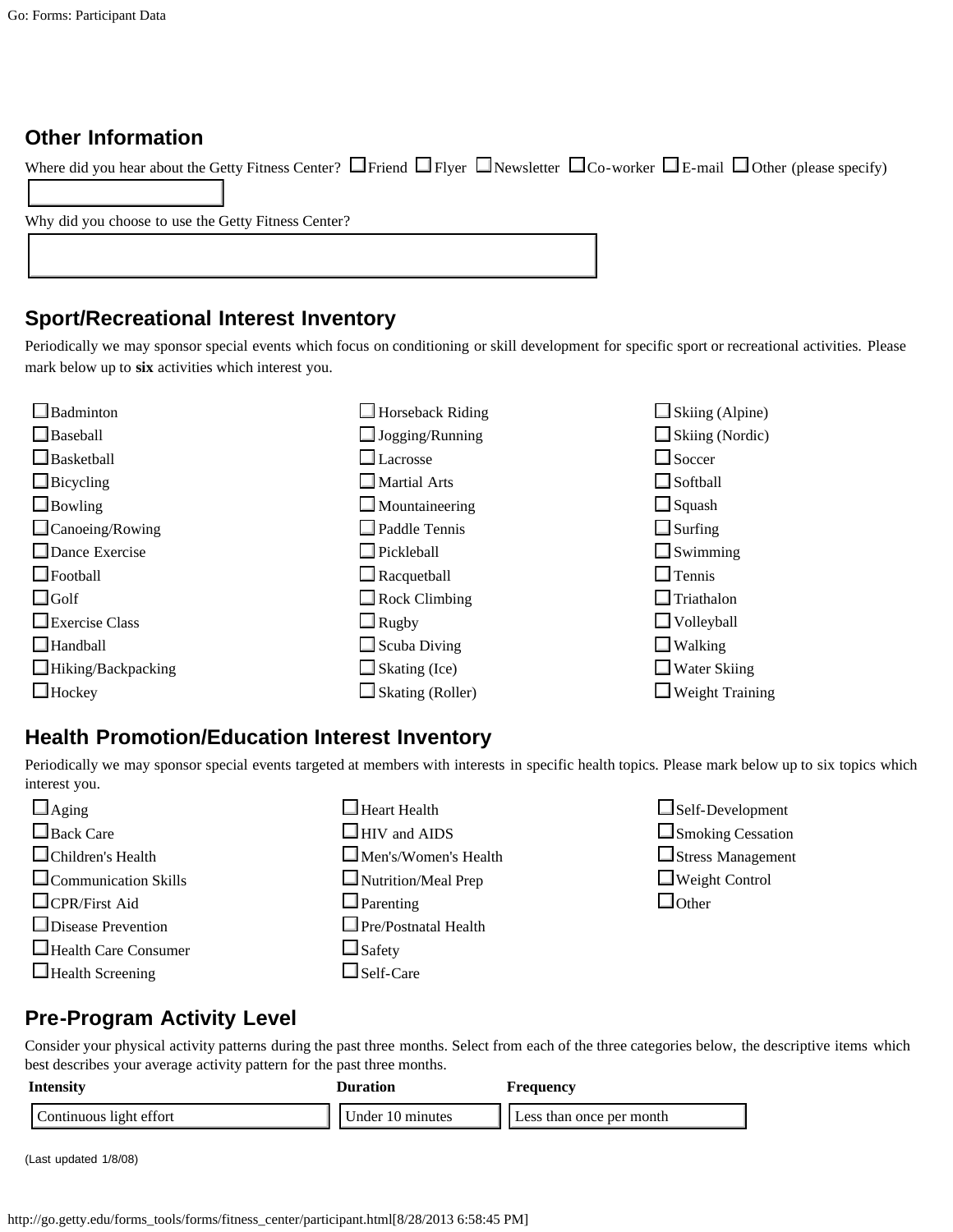## Other Information

Where did you hear about the Getty Fitness Center? ☐ Friend ☐ Flyer ☐ Newsletter ☐ Co-worker ☐ E-mail ☐ Other (please specify)

Why did you choose to use the Getty Fitness Center?

## Sport/Recreational Interest Inventory

Periodically we may sponsor special events which focus on conditioning or skill development for specific sport or recreational activities. Please mark below up to **six** activities which interest you.

- ☐ Badminton
- ☐ Baseball
- ☐ Basketball
- ☐ Bicycling
- ☐ Bowling
- ☐ Canoeing/Rowing
- ☐ Dance Exercise
- ☐ Football
- ☐ Golf
- ☐ Exercise Class
- ☐ Handball
- ☐ Hiking/Backpacking
- ☐ Hockey
- ☐ Horseback Riding
- ☐ Jogging/Running
- ☐ Lacrosse
- ☐ Martial Arts
- ☐ Mountaineering
- ☐ Paddle Tennis
- ☐ Pickleball
- ☐ Racquetball
- ☐ Rock Climbing
- ☐ Rugby
- ☐ Scuba Diving
- ☐ Skating (Ice)
- ☐ Skating (Roller)
- ☐ Skiing (Alpine)
- ☐ Skiing (Nordic)
- ☐ Soccer
- ☐ Softball
- ☐ Squash
- ☐ Surfing
- ☐ Swimming
- ☐ Tennis
- ☐ Triathalon
- ☐ Volleyball
- ☐ Walking
- ☐ Water Skiing
- ☐ Weight Training

## Health Promotion/Education Interest Inventory

Periodically we may sponsor special events targeted at members with interests in specific health topics. Please mark below up to six topics which interest you.

- ☐ Aging
- ☐ Back Care
- ☐ Children's Health
- ☐ Communication Skills
- ☐ CPR/First Aid
- ☐ Disease Prevention
- ☐ Health Care Consumer
- ☐ Health Screening
- ☐ Heart Health
- ☐ HIV and AIDS
- ☐ Men's/Women's Health
- ☐ Nutrition/Meal Prep
- ☐ Parenting
- ☐ Pre/Postnatal Health
- ☐ Safety
- ☐ Self-Care
- ☐ Self-Development
- ☐ Smoking Cessation
- ☐ Stress Management
- ☐ Weight Control
- ☐ Other

## Pre-Program Activity Level

Consider your physical activity patterns during the past three months. Select from each of the three categories below, the descriptive items which best describes your average activity pattern for the past three months.

| Intensity | Duration | Frequency |
|---|---|---|
| Continuous light effort | Under 10 minutes | Less than once per month |

(Last updated 1/8/08)